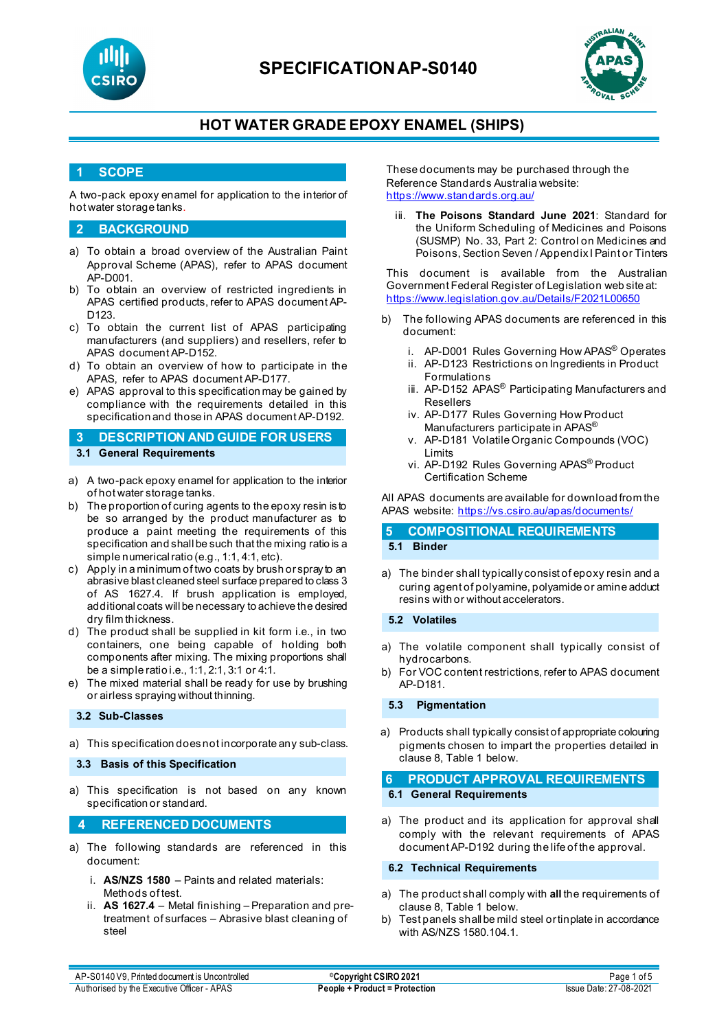# SPECIFICATION AP-S0140

## HOT WATER GRADE EPOXY ENAMEL (SHIPS)

## 1 SCOPE

A two-pack epoxy enamel for application to the interior of hot water storage tanks.

## 2 BACKGROUND

a) To obtain a broad overview of the Australian Paint Approval Scheme (APAS), refer to APAS document AP-D001.
b) To obtain an overview of restricted ingredients in APAS certified products, refer to APAS document AP-D123.
c) To obtain the current list of APAS participating manufacturers (and suppliers) and resellers, refer to APAS document AP-D152.
d) To obtain an overview of how to participate in the APAS, refer to APAS document AP-D177.
e) APAS approval to this specification may be gained by compliance with the requirements detailed in this specification and those in APAS document AP-D192.

## 3 DESCRIPTION AND GUIDE FOR USERS

### 3.1 General Requirements

a) A two-pack epoxy enamel for application to the interior of hot water storage tanks.
b) The proportion of curing agents to the epoxy resin is to be so arranged by the product manufacturer as to produce a paint meeting the requirements of this specification and shall be such that the mixing ratio is a simple numerical ratio (e.g., 1:1, 4:1, etc).
c) Apply in a minimum of two coats by brush or spray to an abrasive blast cleaned steel surface prepared to class 3 of AS 1627.4. If brush application is employed, additional coats will be necessary to achieve the desired dry film thickness.
d) The product shall be supplied in kit form i.e., in two containers, one being capable of holding both components after mixing. The mixing proportions shall be a simple ratio i.e., 1:1, 2:1, 3:1 or 4:1.
e) The mixed material shall be ready for use by brushing or airless spraying without thinning.

### 3.2 Sub-Classes

a) This specification does not incorporate any sub-class.

### 3.3 Basis of this Specification

a) This specification is not based on any known specification or standard.

## 4 REFERENCED DOCUMENTS

a) The following standards are referenced in this document:

   i. **AS/NZS 1580** – Paints and related materials: Methods of test.
   ii. **AS 1627.4** – Metal finishing – Preparation and pre-treatment of surfaces – Abrasive blast cleaning of steel

   These documents may be purchased through the Reference Standards Australia website: https://www.standards.org.au/

   iii. **The Poisons Standard June 2021**: Standard for the Uniform Scheduling of Medicines and Poisons (SUSMP) No. 33, Part 2: Control on Medicines and Poisons, Section Seven / Appendix I Paint or Tinters

   This document is available from the Australian Government Federal Register of Legislation web site at: https://www.legislation.gov.au/Details/F2021L00650

b) The following APAS documents are referenced in this document:

   i. AP-D001 Rules Governing How APAS® Operates
   ii. AP-D123 Restrictions on Ingredients in Product Formulations
   iii. AP-D152 APAS® Participating Manufacturers and Resellers
   iv. AP-D177 Rules Governing How Product Manufacturers participate in APAS®
   v. AP-D181 Volatile Organic Compounds (VOC) Limits
   vi. AP-D192 Rules Governing APAS® Product Certification Scheme

All APAS documents are available for download from the APAS website: https://vs.csiro.au/apas/documents/

## 5 COMPOSITIONAL REQUIREMENTS

### 5.1 Binder

a) The binder shall typically consist of epoxy resin and a curing agent of polyamine, polyamide or amine adduct resins with or without accelerators.

### 5.2 Volatiles

a) The volatile component shall typically consist of hydrocarbons.
b) For VOC content restrictions, refer to APAS document AP-D181.

### 5.3 Pigmentation

a) Products shall typically consist of appropriate colouring pigments chosen to impart the properties detailed in clause 8, Table 1 below.

## 6 PRODUCT APPROVAL REQUIREMENTS

### 6.1 General Requirements

a) The product and its application for approval shall comply with the relevant requirements of APAS document AP-D192 during the life of the approval.

### 6.2 Technical Requirements

a) The product shall comply with **all** the requirements of clause 8, Table 1 below.
b) Test panels shall be mild steel or tinplate in accordance with AS/NZS 1580.104.1.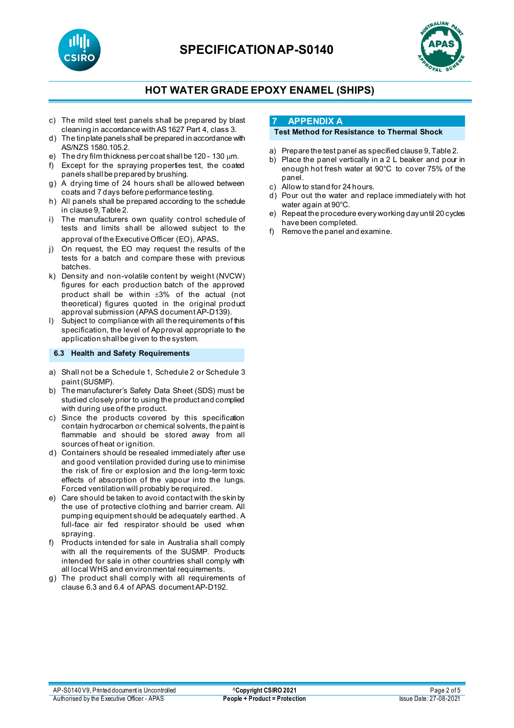c) The mild steel test panels shall be prepared by blast cleaning in accordance with AS 1627 Part 4, class 3.
d) The tinplate panels shall be prepared in accordance with AS/NZS 1580.105.2.
e) The dry film thickness per coat shall be 120 - 130 µm.
f) Except for the spraying properties test, the coated panels shall be prepared by brushing.
g) A drying time of 24 hours shall be allowed between coats and 7 days before performance testing.
h) All panels shall be prepared according to the schedule in clause 9, Table 2.
i) The manufacturers own quality control schedule of tests and limits shall be allowed subject to the approval of the Executive Officer (EO), APAS.
j) On request, the EO may request the results of the tests for a batch and compare these with previous batches.
k) Density and non-volatile content by weight (NVCW) figures for each production batch of the approved product shall be within ±3% of the actual (not theoretical) figures quoted in the original product approval submission (APAS document AP-D139).
l) Subject to compliance with all the requirements of this specification, the level of Approval appropriate to the application shall be given to the system.

### 6.3 Health and Safety Requirements

a) Shall not be a Schedule 1, Schedule 2 or Schedule 3 paint (SUSMP).
b) The manufacturer's Safety Data Sheet (SDS) must be studied closely prior to using the product and complied with during use of the product.
c) Since the products covered by this specification contain hydrocarbon or chemical solvents, the paint is flammable and should be stored away from all sources of heat or ignition.
d) Containers should be resealed immediately after use and good ventilation provided during use to minimise the risk of fire or explosion and the long-term toxic effects of absorption of the vapour into the lungs. Forced ventilation will probably be required.
e) Care should be taken to avoid contact with the skin by the use of protective clothing and barrier cream. All pumping equipment should be adequately earthed. A full-face air fed respirator should be used when spraying.
f) Products intended for sale in Australia shall comply with all the requirements of the SUSMP. Products intended for sale in other countries shall comply with all local WHS and environmental requirements.
g) The product shall comply with all requirements of clause 6.3 and 6.4 of APAS document AP-D192.

## 7 APPENDIX A

### Test Method for Resistance to Thermal Shock

a) Prepare the test panel as specified clause 9, Table 2.
b) Place the panel vertically in a 2 L beaker and pour in enough hot fresh water at 90°C to cover 75% of the panel.
c) Allow to stand for 24 hours.
d) Pour out the water and replace immediately with hot water again at 90°C.
e) Repeat the procedure every working day until 20 cycles have been completed.
f) Remove the panel and examine.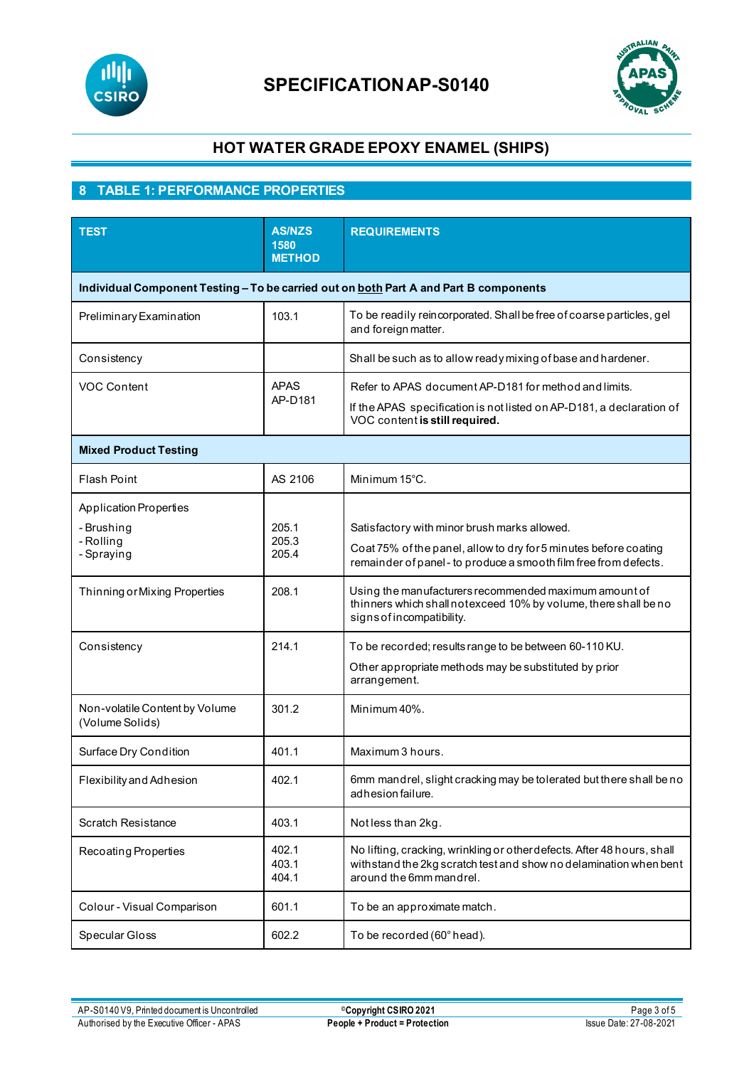## 8 TABLE 1: PERFORMANCE PROPERTIES

| TEST | AS/NZS 1580 METHOD | REQUIREMENTS |
|---|---|---|
| **Individual Component Testing – To be carried out on both Part A and Part B components** | | |
| Preliminary Examination | 103.1 | To be readily reincorporated. Shall be free of coarse particles, gel and foreign matter. |
| Consistency | | Shall be such as to allow ready mixing of base and hardener. |
| VOC Content | APAS AP-D181 | Refer to APAS document AP-D181 for method and limits.<br>If the APAS specification is not listed on AP-D181, a declaration of VOC content **is still required.** |
| **Mixed Product Testing** | | |
| Flash Point | AS 2106 | Minimum 15°C. |
| Application Properties<br>- Brushing<br>- Rolling<br>- Spraying | <br>205.1<br>205.3<br>205.4 | Satisfactory with minor brush marks allowed.<br>Coat 75% of the panel, allow to dry for 5 minutes before coating remainder of panel - to produce a smooth film free from defects. |
| Thinning or Mixing Properties | 208.1 | Using the manufacturers recommended maximum amount of thinners which shall not exceed 10% by volume, there shall be no signs of incompatibility. |
| Consistency | 214.1 | To be recorded; results range to be between 60-110 KU.<br>Other appropriate methods may be substituted by prior arrangement. |
| Non-volatile Content by Volume (Volume Solids) | 301.2 | Minimum 40%. |
| Surface Dry Condition | 401.1 | Maximum 3 hours. |
| Flexibility and Adhesion | 402.1 | 6mm mandrel, slight cracking may be tolerated but there shall be no adhesion failure. |
| Scratch Resistance | 403.1 | Not less than 2kg. |
| Recoating Properties | 402.1<br>403.1<br>404.1 | No lifting, cracking, wrinkling or other defects. After 48 hours, shall withstand the 2kg scratch test and show no delamination when bent around the 6mm mandrel. |
| Colour - Visual Comparison | 601.1 | To be an approximate match. |
| Specular Gloss | 602.2 | To be recorded (60° head). |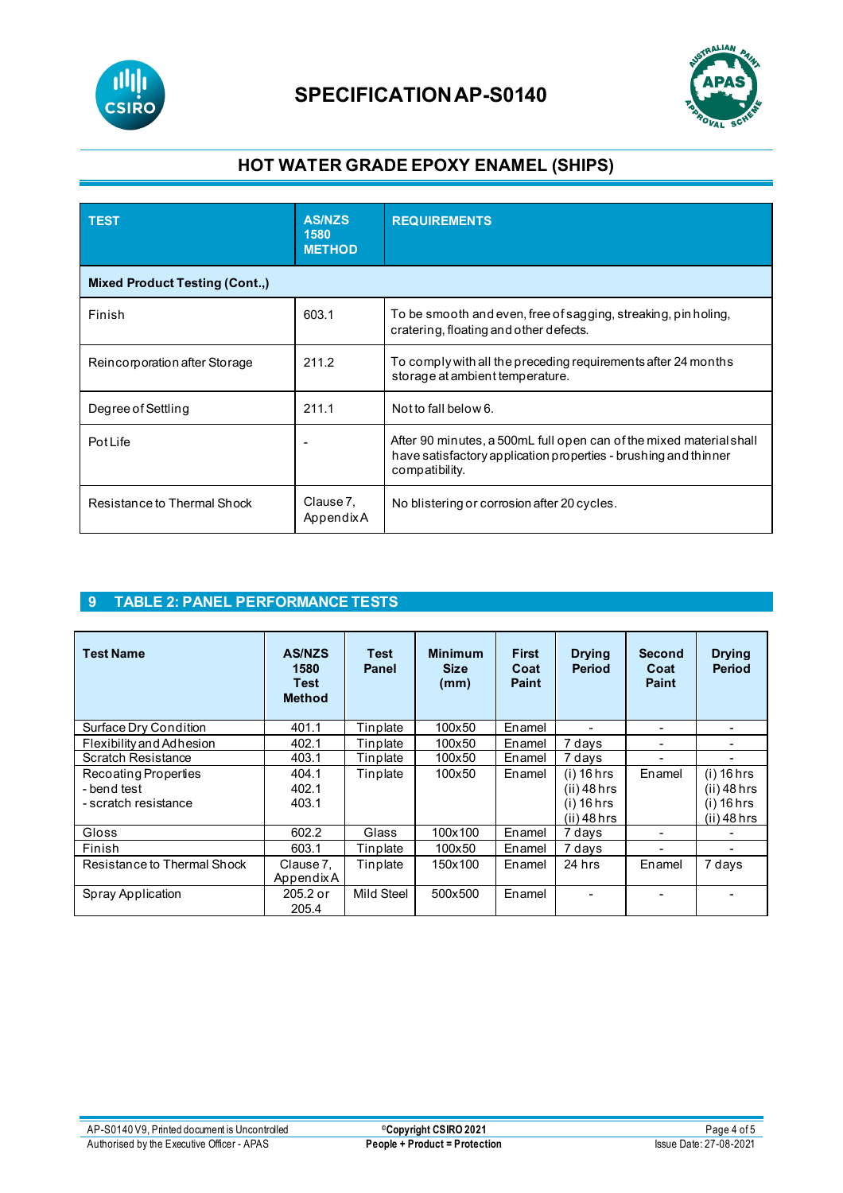# SPECIFICATION AP-S0140

## HOT WATER GRADE EPOXY ENAMEL (SHIPS)

| TEST | AS/NZS 1580 METHOD | REQUIREMENTS |
|---|---|---|
| **Mixed Product Testing (Cont.,)** | | |
| Finish | 603.1 | To be smooth and even, free of sagging, streaking, pin holing, cratering, floating and other defects. |
| Reincorporation after Storage | 211.2 | To comply with all the preceding requirements after 24 months storage at ambient temperature. |
| Degree of Settling | 211.1 | Not to fall below 6. |
| Pot Life | - | After 90 minutes, a 500mL full open can of the mixed material shall have satisfactory application properties - brushing and thinner compatibility. |
| Resistance to Thermal Shock | Clause 7, Appendix A | No blistering or corrosion after 20 cycles. |

## 9 TABLE 2: PANEL PERFORMANCE TESTS

| Test Name | AS/NZS 1580 Test Method | Test Panel | Minimum Size (mm) | First Coat Paint | Drying Period | Second Coat Paint | Drying Period |
|---|---|---|---|---|---|---|---|
| Surface Dry Condition | 401.1 | Tinplate | 100x50 | Enamel | - | - | - |
| Flexibility and Adhesion | 402.1 | Tinplate | 100x50 | Enamel | 7 days | - | - |
| Scratch Resistance | 403.1 | Tinplate | 100x50 | Enamel | 7 days | - | - |
| Recoating Properties<br>- bend test<br>- scratch resistance | 404.1<br>402.1<br>403.1 | Tinplate | 100x50 | Enamel | (i) 16 hrs<br>(ii) 48 hrs<br>(i) 16 hrs<br>(ii) 48 hrs | Enamel | (i) 16 hrs<br>(ii) 48 hrs<br>(i) 16 hrs<br>(ii) 48 hrs |
| Gloss | 602.2 | Glass | 100x100 | Enamel | 7 days | - | - |
| Finish | 603.1 | Tinplate | 100x50 | Enamel | 7 days | - | - |
| Resistance to Thermal Shock | Clause 7, Appendix A | Tinplate | 150x100 | Enamel | 24 hrs | Enamel | 7 days |
| Spray Application | 205.2 or 205.4 | Mild Steel | 500x500 | Enamel | - | - | - |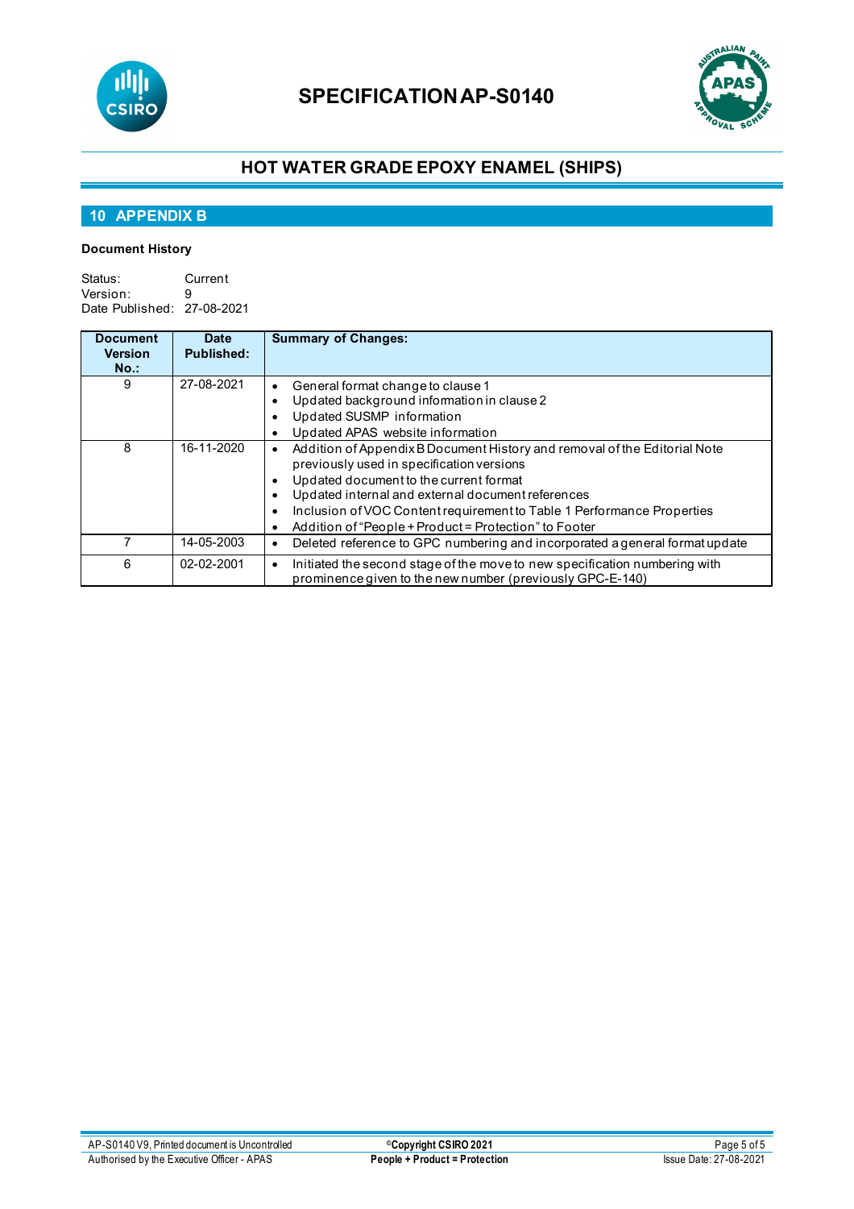## 10 APPENDIX B

**Document History**

Status: Current
Version: 9
Date Published: 27-08-2021

| Document Version No.: | Date Published: | Summary of Changes: |
|---|---|---|
| 9 | 27-08-2021 | • General format change to clause 1<br>• Updated background information in clause 2<br>• Updated SUSMP information<br>• Updated APAS website information |
| 8 | 16-11-2020 | • Addition of Appendix B Document History and removal of the Editorial Note previously used in specification versions<br>• Updated document to the current format<br>• Updated internal and external document references<br>• Inclusion of VOC Content requirement to Table 1 Performance Properties<br>• Addition of "People + Product = Protection" to Footer |
| 7 | 14-05-2003 | • Deleted reference to GPC numbering and incorporated a general format update |
| 6 | 02-02-2001 | • Initiated the second stage of the move to new specification numbering with prominence given to the new number (previously GPC-E-140) |